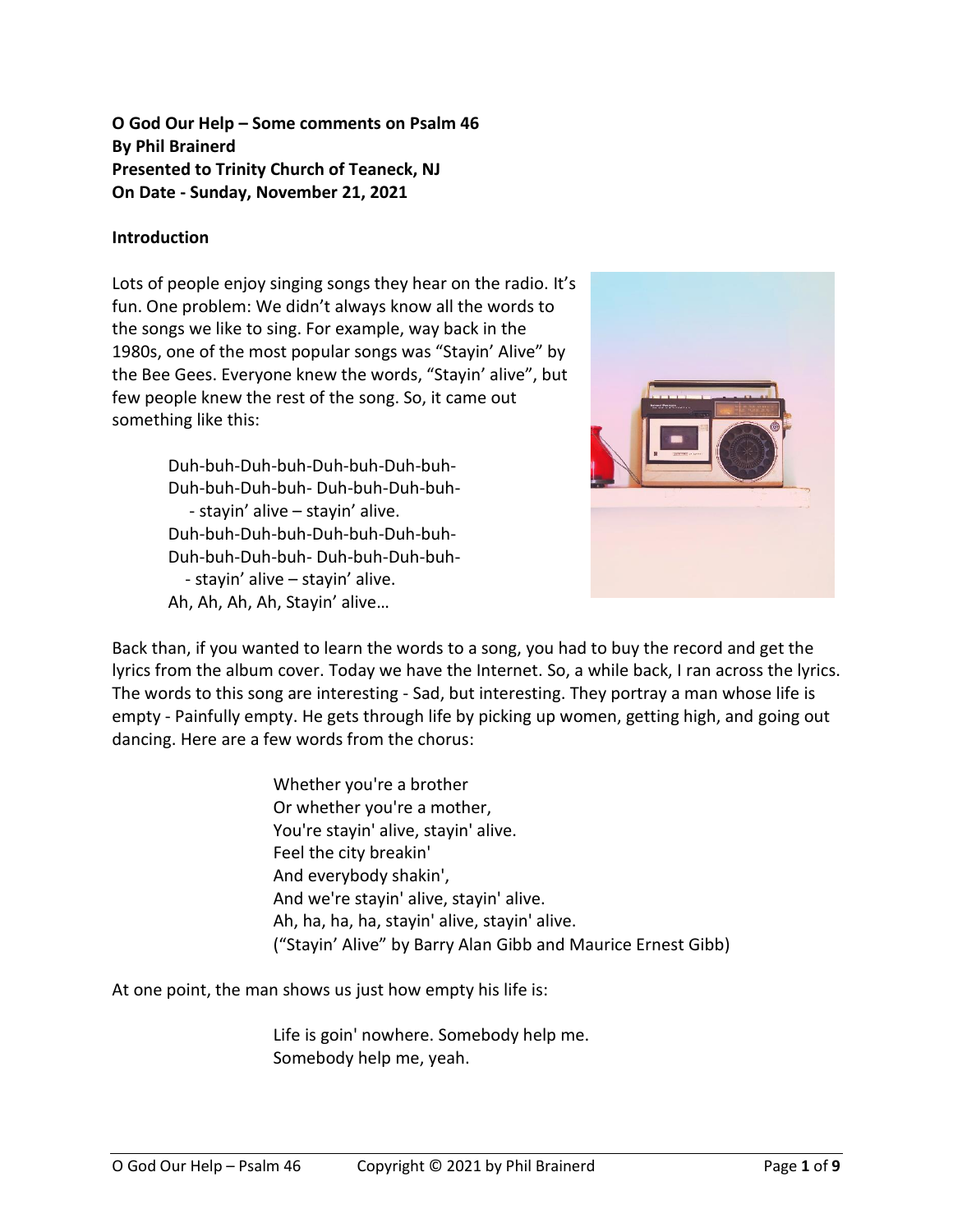**O God Our Help – Some comments on Psalm 46**
**By Phil Brainerd**
**Presented to Trinity Church of Teaneck, NJ**
**On Date - Sunday, November 21, 2021**

**Introduction**

Lots of people enjoy singing songs they hear on the radio. It's fun. One problem: We didn't always know all the words to the songs we like to sing. For example, way back in the 1980s, one of the most popular songs was "Stayin' Alive" by the Bee Gees. Everyone knew the words, "Stayin' alive", but few people knew the rest of the song. So, it came out something like this:

> Duh-buh-Duh-buh-Duh-buh-Duh-buh-
> Duh-buh-Duh-buh- Duh-buh-Duh-buh-
> - stayin' alive – stayin' alive.
> Duh-buh-Duh-buh-Duh-buh-Duh-buh-
> Duh-buh-Duh-buh- Duh-buh-Duh-buh-
> - stayin' alive – stayin' alive.
> Ah, Ah, Ah, Ah, Stayin' alive…

Back than, if you wanted to learn the words to a song, you had to buy the record and get the lyrics from the album cover. Today we have the Internet. So, a while back, I ran across the lyrics. The words to this song are interesting - Sad, but interesting. They portray a man whose life is empty - Painfully empty. He gets through life by picking up women, getting high, and going out dancing. Here are a few words from the chorus:

> Whether you're a brother
> Or whether you're a mother,
> You're stayin' alive, stayin' alive.
> Feel the city breakin'
> And everybody shakin',
> And we're stayin' alive, stayin' alive.
> Ah, ha, ha, ha, stayin' alive, stayin' alive.
> ("Stayin' Alive" by Barry Alan Gibb and Maurice Ernest Gibb)

At one point, the man shows us just how empty his life is:

> Life is goin' nowhere. Somebody help me.
> Somebody help me, yeah.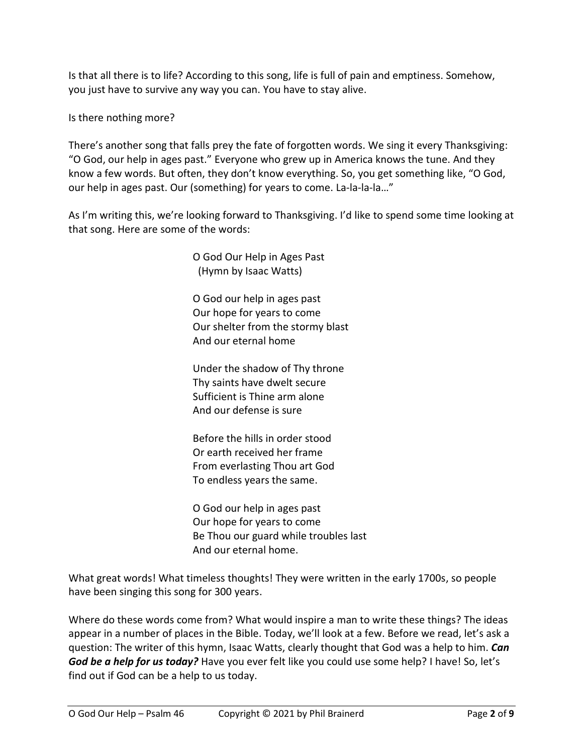Is that all there is to life? According to this song, life is full of pain and emptiness. Somehow, you just have to survive any way you can. You have to stay alive.

Is there nothing more?

There's another song that falls prey the fate of forgotten words. We sing it every Thanksgiving: "O God, our help in ages past." Everyone who grew up in America knows the tune. And they know a few words. But often, they don't know everything. So, you get something like, "O God, our help in ages past. Our (something) for years to come. La-la-la-la…"

As I'm writing this, we're looking forward to Thanksgiving. I'd like to spend some time looking at that song. Here are some of the words:

O God Our Help in Ages Past
(Hymn by Isaac Watts)

O God our help in ages past
Our hope for years to come
Our shelter from the stormy blast
And our eternal home

Under the shadow of Thy throne
Thy saints have dwelt secure
Sufficient is Thine arm alone
And our defense is sure

Before the hills in order stood
Or earth received her frame
From everlasting Thou art God
To endless years the same.

O God our help in ages past
Our hope for years to come
Be Thou our guard while troubles last
And our eternal home.

What great words! What timeless thoughts! They were written in the early 1700s, so people have been singing this song for 300 years.

Where do these words come from? What would inspire a man to write these things? The ideas appear in a number of places in the Bible. Today, we'll look at a few. Before we read, let's ask a question: The writer of this hymn, Isaac Watts, clearly thought that God was a help to him. ***Can God be a help for us today?*** Have you ever felt like you could use some help? I have! So, let's find out if God can be a help to us today.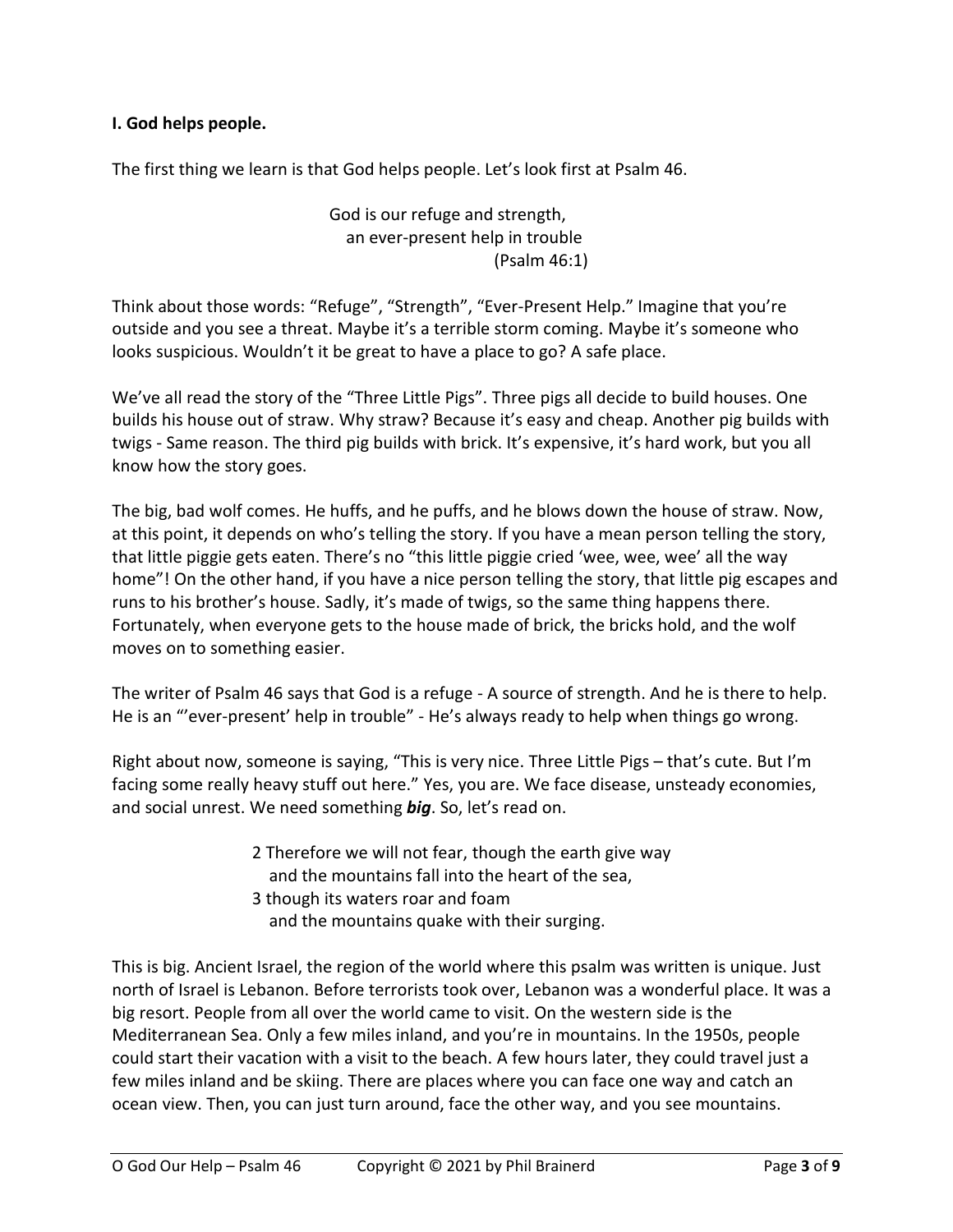**I. God helps people.**

The first thing we learn is that God helps people. Let's look first at Psalm 46.

> God is our refuge and strength,
> an ever-present help in trouble
> (Psalm 46:1)

Think about those words: "Refuge", "Strength", "Ever-Present Help." Imagine that you're outside and you see a threat. Maybe it's a terrible storm coming. Maybe it's someone who looks suspicious. Wouldn't it be great to have a place to go? A safe place.

We've all read the story of the "Three Little Pigs". Three pigs all decide to build houses. One builds his house out of straw. Why straw? Because it's easy and cheap. Another pig builds with twigs - Same reason. The third pig builds with brick. It's expensive, it's hard work, but you all know how the story goes.

The big, bad wolf comes. He huffs, and he puffs, and he blows down the house of straw. Now, at this point, it depends on who's telling the story. If you have a mean person telling the story, that little piggie gets eaten. There's no "this little piggie cried 'wee, wee, wee' all the way home"! On the other hand, if you have a nice person telling the story, that little pig escapes and runs to his brother's house. Sadly, it's made of twigs, so the same thing happens there. Fortunately, when everyone gets to the house made of brick, the bricks hold, and the wolf moves on to something easier.

The writer of Psalm 46 says that God is a refuge - A source of strength. And he is there to help. He is an "'ever-present' help in trouble" - He's always ready to help when things go wrong.

Right about now, someone is saying, "This is very nice. Three Little Pigs – that's cute. But I'm facing some really heavy stuff out here." Yes, you are. We face disease, unsteady economies, and social unrest. We need something ***big***. So, let's read on.

> 2 Therefore we will not fear, though the earth give way
> and the mountains fall into the heart of the sea,
> 3 though its waters roar and foam
> and the mountains quake with their surging.

This is big. Ancient Israel, the region of the world where this psalm was written is unique. Just north of Israel is Lebanon. Before terrorists took over, Lebanon was a wonderful place. It was a big resort. People from all over the world came to visit. On the western side is the Mediterranean Sea. Only a few miles inland, and you're in mountains. In the 1950s, people could start their vacation with a visit to the beach. A few hours later, they could travel just a few miles inland and be skiing. There are places where you can face one way and catch an ocean view. Then, you can just turn around, face the other way, and you see mountains.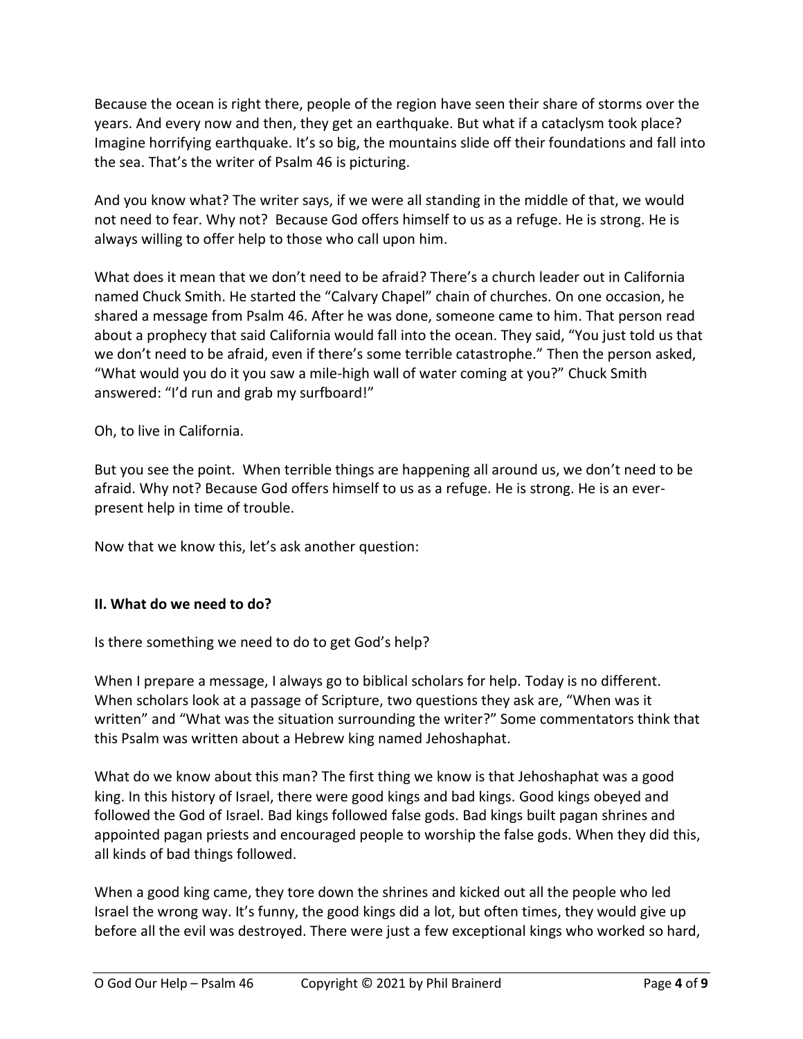Because the ocean is right there, people of the region have seen their share of storms over the years. And every now and then, they get an earthquake. But what if a cataclysm took place? Imagine horrifying earthquake. It's so big, the mountains slide off their foundations and fall into the sea. That's the writer of Psalm 46 is picturing.

And you know what? The writer says, if we were all standing in the middle of that, we would not need to fear. Why not? Because God offers himself to us as a refuge. He is strong. He is always willing to offer help to those who call upon him.

What does it mean that we don't need to be afraid? There's a church leader out in California named Chuck Smith. He started the "Calvary Chapel" chain of churches. On one occasion, he shared a message from Psalm 46. After he was done, someone came to him. That person read about a prophecy that said California would fall into the ocean. They said, "You just told us that we don't need to be afraid, even if there's some terrible catastrophe." Then the person asked, "What would you do it you saw a mile-high wall of water coming at you?" Chuck Smith answered: "I'd run and grab my surfboard!"

Oh, to live in California.

But you see the point. When terrible things are happening all around us, we don't need to be afraid. Why not? Because God offers himself to us as a refuge. He is strong. He is an ever-present help in time of trouble.

Now that we know this, let's ask another question:

**II. What do we need to do?**

Is there something we need to do to get God's help?

When I prepare a message, I always go to biblical scholars for help. Today is no different. When scholars look at a passage of Scripture, two questions they ask are, "When was it written" and "What was the situation surrounding the writer?" Some commentators think that this Psalm was written about a Hebrew king named Jehoshaphat.

What do we know about this man? The first thing we know is that Jehoshaphat was a good king. In this history of Israel, there were good kings and bad kings. Good kings obeyed and followed the God of Israel. Bad kings followed false gods. Bad kings built pagan shrines and appointed pagan priests and encouraged people to worship the false gods. When they did this, all kinds of bad things followed.

When a good king came, they tore down the shrines and kicked out all the people who led Israel the wrong way. It's funny, the good kings did a lot, but often times, they would give up before all the evil was destroyed. There were just a few exceptional kings who worked so hard,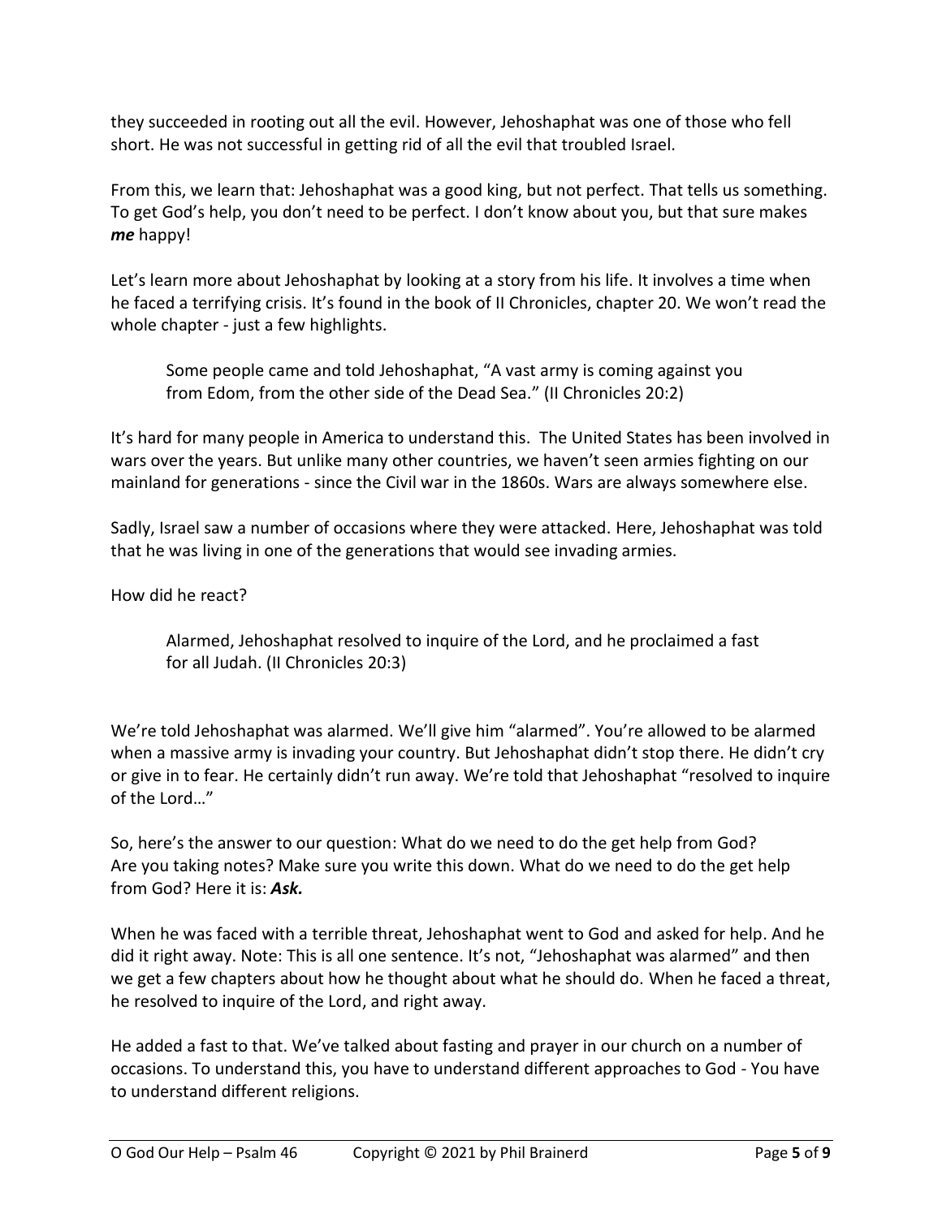they succeeded in rooting out all the evil. However, Jehoshaphat was one of those who fell short. He was not successful in getting rid of all the evil that troubled Israel.

From this, we learn that: Jehoshaphat was a good king, but not perfect. That tells us something. To get God's help, you don't need to be perfect. I don't know about you, but that sure makes ***me*** happy!

Let's learn more about Jehoshaphat by looking at a story from his life. It involves a time when he faced a terrifying crisis. It's found in the book of II Chronicles, chapter 20. We won't read the whole chapter - just a few highlights.

> Some people came and told Jehoshaphat, "A vast army is coming against you from Edom, from the other side of the Dead Sea." (II Chronicles 20:2)

It's hard for many people in America to understand this. The United States has been involved in wars over the years. But unlike many other countries, we haven't seen armies fighting on our mainland for generations - since the Civil war in the 1860s. Wars are always somewhere else.

Sadly, Israel saw a number of occasions where they were attacked. Here, Jehoshaphat was told that he was living in one of the generations that would see invading armies.

How did he react?

> Alarmed, Jehoshaphat resolved to inquire of the Lord, and he proclaimed a fast for all Judah. (II Chronicles 20:3)

We're told Jehoshaphat was alarmed. We'll give him "alarmed". You're allowed to be alarmed when a massive army is invading your country. But Jehoshaphat didn't stop there. He didn't cry or give in to fear. He certainly didn't run away. We're told that Jehoshaphat "resolved to inquire of the Lord…"

So, here's the answer to our question: What do we need to do the get help from God? Are you taking notes? Make sure you write this down. What do we need to do the get help from God? Here it is: ***Ask.***

When he was faced with a terrible threat, Jehoshaphat went to God and asked for help. And he did it right away. Note: This is all one sentence. It's not, "Jehoshaphat was alarmed" and then we get a few chapters about how he thought about what he should do. When he faced a threat, he resolved to inquire of the Lord, and right away.

He added a fast to that. We've talked about fasting and prayer in our church on a number of occasions. To understand this, you have to understand different approaches to God - You have to understand different religions.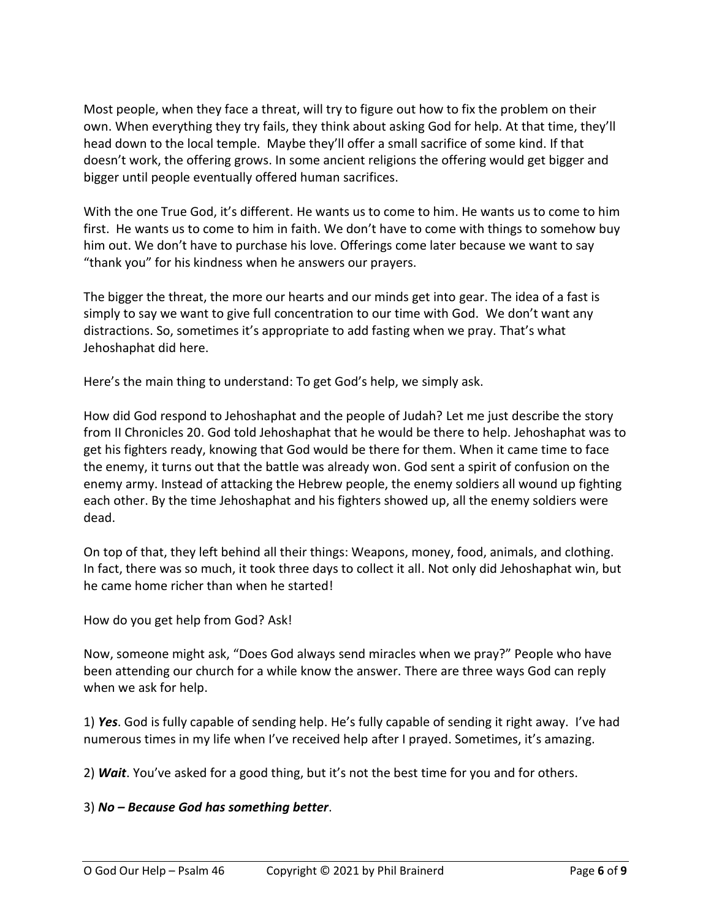Most people, when they face a threat, will try to figure out how to fix the problem on their own. When everything they try fails, they think about asking God for help. At that time, they'll head down to the local temple. Maybe they'll offer a small sacrifice of some kind. If that doesn't work, the offering grows. In some ancient religions the offering would get bigger and bigger until people eventually offered human sacrifices.

With the one True God, it's different. He wants us to come to him. He wants us to come to him first. He wants us to come to him in faith. We don't have to come with things to somehow buy him out. We don't have to purchase his love. Offerings come later because we want to say "thank you" for his kindness when he answers our prayers.

The bigger the threat, the more our hearts and our minds get into gear. The idea of a fast is simply to say we want to give full concentration to our time with God. We don't want any distractions. So, sometimes it's appropriate to add fasting when we pray. That's what Jehoshaphat did here.

Here's the main thing to understand: To get God's help, we simply ask.

How did God respond to Jehoshaphat and the people of Judah? Let me just describe the story from II Chronicles 20. God told Jehoshaphat that he would be there to help. Jehoshaphat was to get his fighters ready, knowing that God would be there for them. When it came time to face the enemy, it turns out that the battle was already won. God sent a spirit of confusion on the enemy army. Instead of attacking the Hebrew people, the enemy soldiers all wound up fighting each other. By the time Jehoshaphat and his fighters showed up, all the enemy soldiers were dead.

On top of that, they left behind all their things: Weapons, money, food, animals, and clothing. In fact, there was so much, it took three days to collect it all. Not only did Jehoshaphat win, but he came home richer than when he started!

How do you get help from God? Ask!

Now, someone might ask, "Does God always send miracles when we pray?" People who have been attending our church for a while know the answer. There are three ways God can reply when we ask for help.

1) ***Yes***. God is fully capable of sending help. He's fully capable of sending it right away. I've had numerous times in my life when I've received help after I prayed. Sometimes, it's amazing.

2) ***Wait***. You've asked for a good thing, but it's not the best time for you and for others.

3) ***No – Because God has something better***.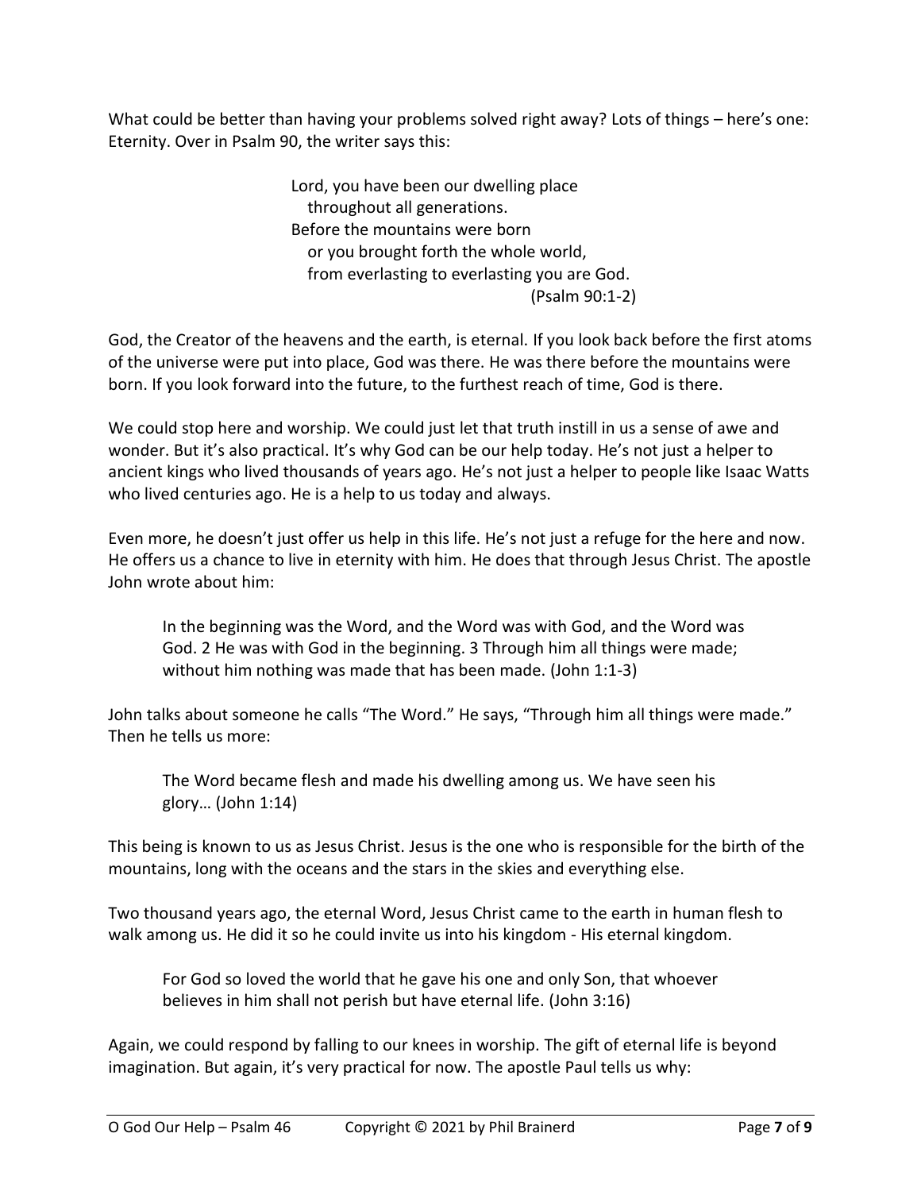What could be better than having your problems solved right away? Lots of things – here's one: Eternity. Over in Psalm 90, the writer says this:

> Lord, you have been our dwelling place
> throughout all generations.
> Before the mountains were born
> or you brought forth the whole world,
> from everlasting to everlasting you are God.
> (Psalm 90:1-2)

God, the Creator of the heavens and the earth, is eternal. If you look back before the first atoms of the universe were put into place, God was there. He was there before the mountains were born. If you look forward into the future, to the furthest reach of time, God is there.

We could stop here and worship. We could just let that truth instill in us a sense of awe and wonder. But it's also practical. It's why God can be our help today. He's not just a helper to ancient kings who lived thousands of years ago. He's not just a helper to people like Isaac Watts who lived centuries ago. He is a help to us today and always.

Even more, he doesn't just offer us help in this life. He's not just a refuge for the here and now. He offers us a chance to live in eternity with him. He does that through Jesus Christ. The apostle John wrote about him:

> In the beginning was the Word, and the Word was with God, and the Word was God. 2 He was with God in the beginning. 3 Through him all things were made; without him nothing was made that has been made. (John 1:1-3)

John talks about someone he calls "The Word." He says, "Through him all things were made." Then he tells us more:

> The Word became flesh and made his dwelling among us. We have seen his glory… (John 1:14)

This being is known to us as Jesus Christ. Jesus is the one who is responsible for the birth of the mountains, long with the oceans and the stars in the skies and everything else.

Two thousand years ago, the eternal Word, Jesus Christ came to the earth in human flesh to walk among us. He did it so he could invite us into his kingdom - His eternal kingdom.

> For God so loved the world that he gave his one and only Son, that whoever believes in him shall not perish but have eternal life. (John 3:16)

Again, we could respond by falling to our knees in worship. The gift of eternal life is beyond imagination. But again, it's very practical for now. The apostle Paul tells us why: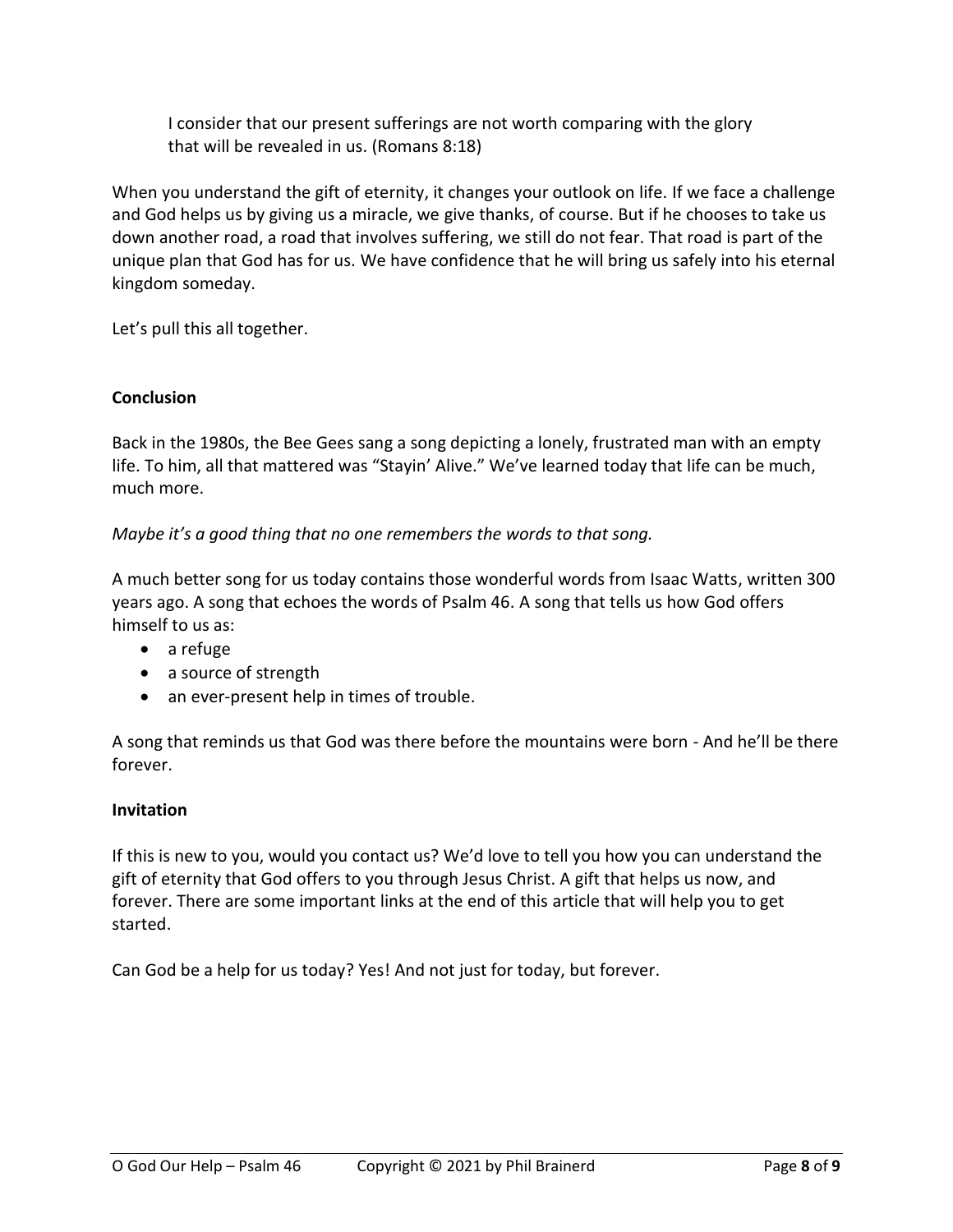> I consider that our present sufferings are not worth comparing with the glory that will be revealed in us. (Romans 8:18)

When you understand the gift of eternity, it changes your outlook on life. If we face a challenge and God helps us by giving us a miracle, we give thanks, of course. But if he chooses to take us down another road, a road that involves suffering, we still do not fear. That road is part of the unique plan that God has for us. We have confidence that he will bring us safely into his eternal kingdom someday.

Let's pull this all together.

**Conclusion**

Back in the 1980s, the Bee Gees sang a song depicting a lonely, frustrated man with an empty life. To him, all that mattered was "Stayin' Alive." We've learned today that life can be much, much more.

*Maybe it's a good thing that no one remembers the words to that song.*

A much better song for us today contains those wonderful words from Isaac Watts, written 300 years ago. A song that echoes the words of Psalm 46. A song that tells us how God offers himself to us as:

- a refuge
- a source of strength
- an ever-present help in times of trouble.

A song that reminds us that God was there before the mountains were born - And he'll be there forever.

**Invitation**

If this is new to you, would you contact us? We'd love to tell you how you can understand the gift of eternity that God offers to you through Jesus Christ. A gift that helps us now, and forever. There are some important links at the end of this article that will help you to get started.

Can God be a help for us today? Yes! And not just for today, but forever.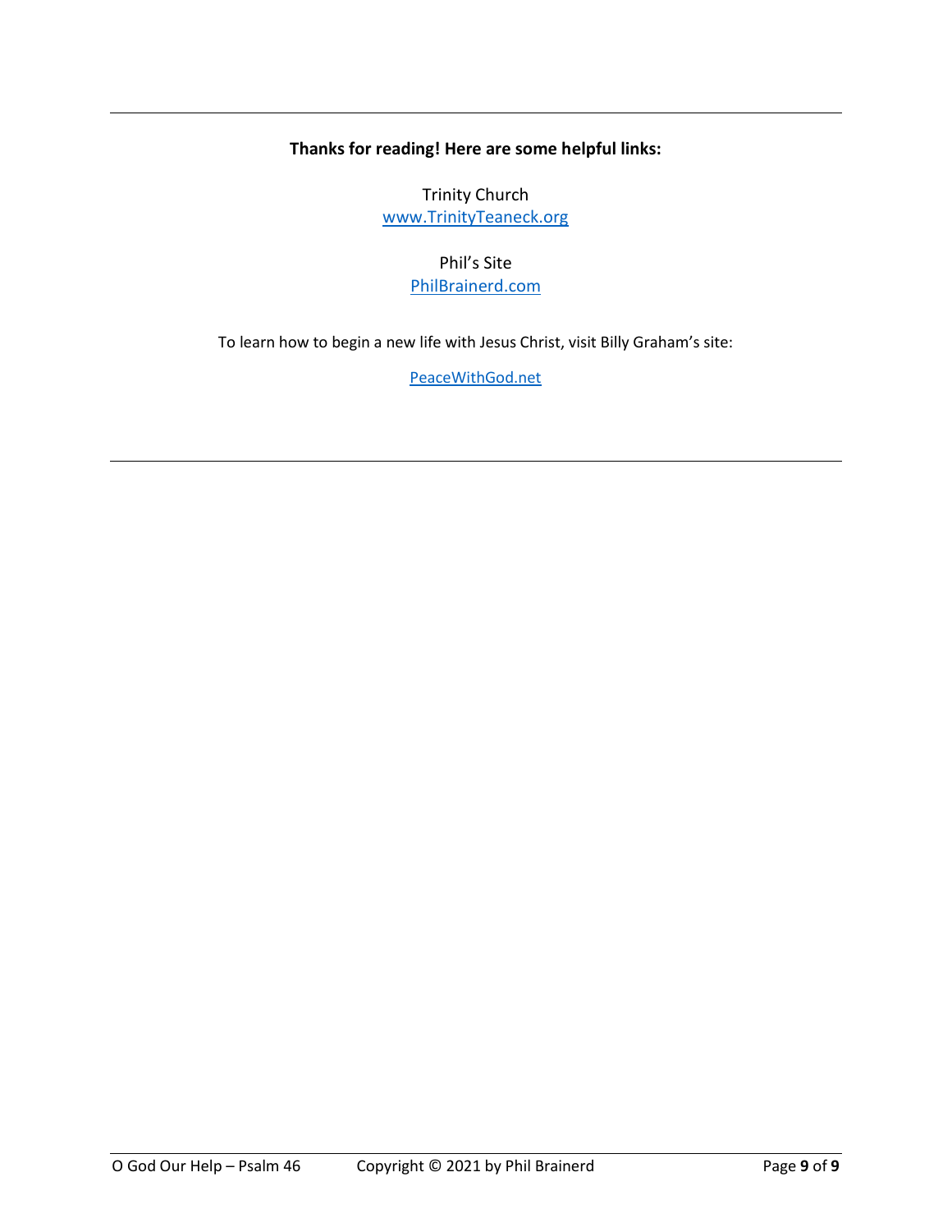**Thanks for reading! Here are some helpful links:**

Trinity Church
[www.TrinityTeaneck.org](http://www.TrinityTeaneck.org)

Phil's Site
[PhilBrainerd.com](http://PhilBrainerd.com)

To learn how to begin a new life with Jesus Christ, visit Billy Graham's site:

[PeaceWithGod.net](http://PeaceWithGod.net)